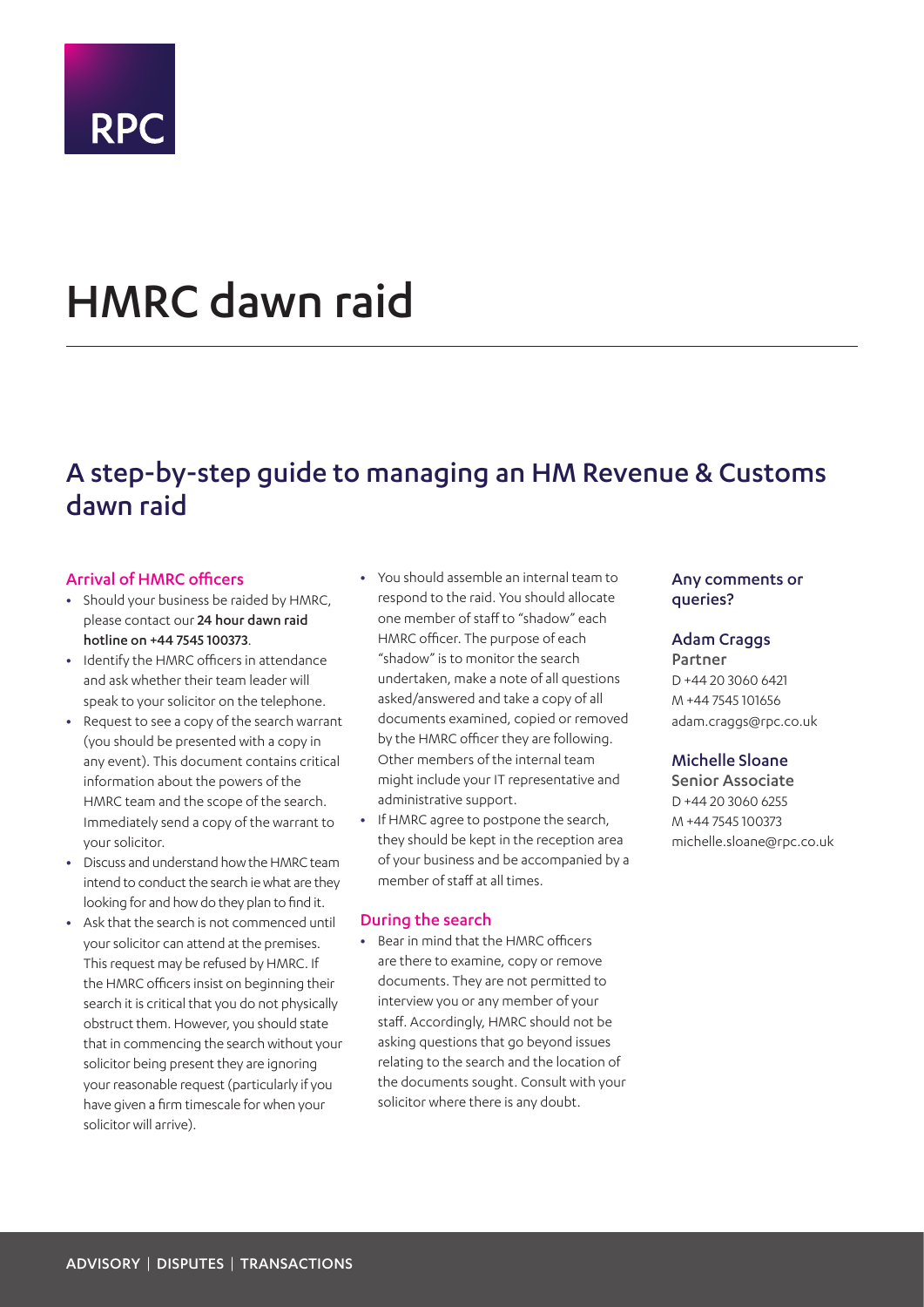RPC

# HMRC dawn raid

## A step-by-step guide to managing an HM Revenue & Customs dawn raid

### Arrival of HMRC officers

- Should your business be raided by HMRC, please contact our **24 hour dawn raid hotline on +44 7545 100373**.
- Identify the HMRC officers in attendance and ask whether their team leader will speak to your solicitor on the telephone.
- Request to see a copy of the search warrant (you should be presented with a copy in any event). This document contains critical information about the powers of the HMRC team and the scope of the search. Immediately send a copy of the warrant to your solicitor.
- Discuss and understand how the HMRC team intend to conduct the search ie what are they looking for and how do they plan to find it.
- Ask that the search is not commenced until your solicitor can attend at the premises. This request may be refused by HMRC. If the HMRC officers insist on beginning their search it is critical that you do not physically obstruct them. However, you should state that in commencing the search without your solicitor being present they are ignoring your reasonable request (particularly if you have given a firm timescale for when your solicitor will arrive).
- You should assemble an internal team to respond to the raid. You should allocate one member of staff to "shadow" each HMRC officer. The purpose of each "shadow" is to monitor the search undertaken, make a note of all questions asked/answered and take a copy of all documents examined, copied or removed by the HMRC officer they are following. Other members of the internal team might include your IT representative and administrative support.
- If HMRC agree to postpone the search, they should be kept in the reception area of your business and be accompanied by a member of staff at all times.

### During the search

- Bear in mind that the HMRC officers are there to examine, copy or remove documents. They are not permitted to interview you or any member of your staff. Accordingly, HMRC should not be asking questions that go beyond issues relating to the search and the location of the documents sought. Consult with your solicitor where there is any doubt.

### Any comments or queries?

**Adam Craggs**
Partner
D +44 20 3060 6421
M +44 7545 101656
adam.craggs@rpc.co.uk

**Michelle Sloane**
Senior Associate
D +44 20 3060 6255
M +44 7545 100373
michelle.sloane@rpc.co.uk

ADVISORY | DISPUTES | TRANSACTIONS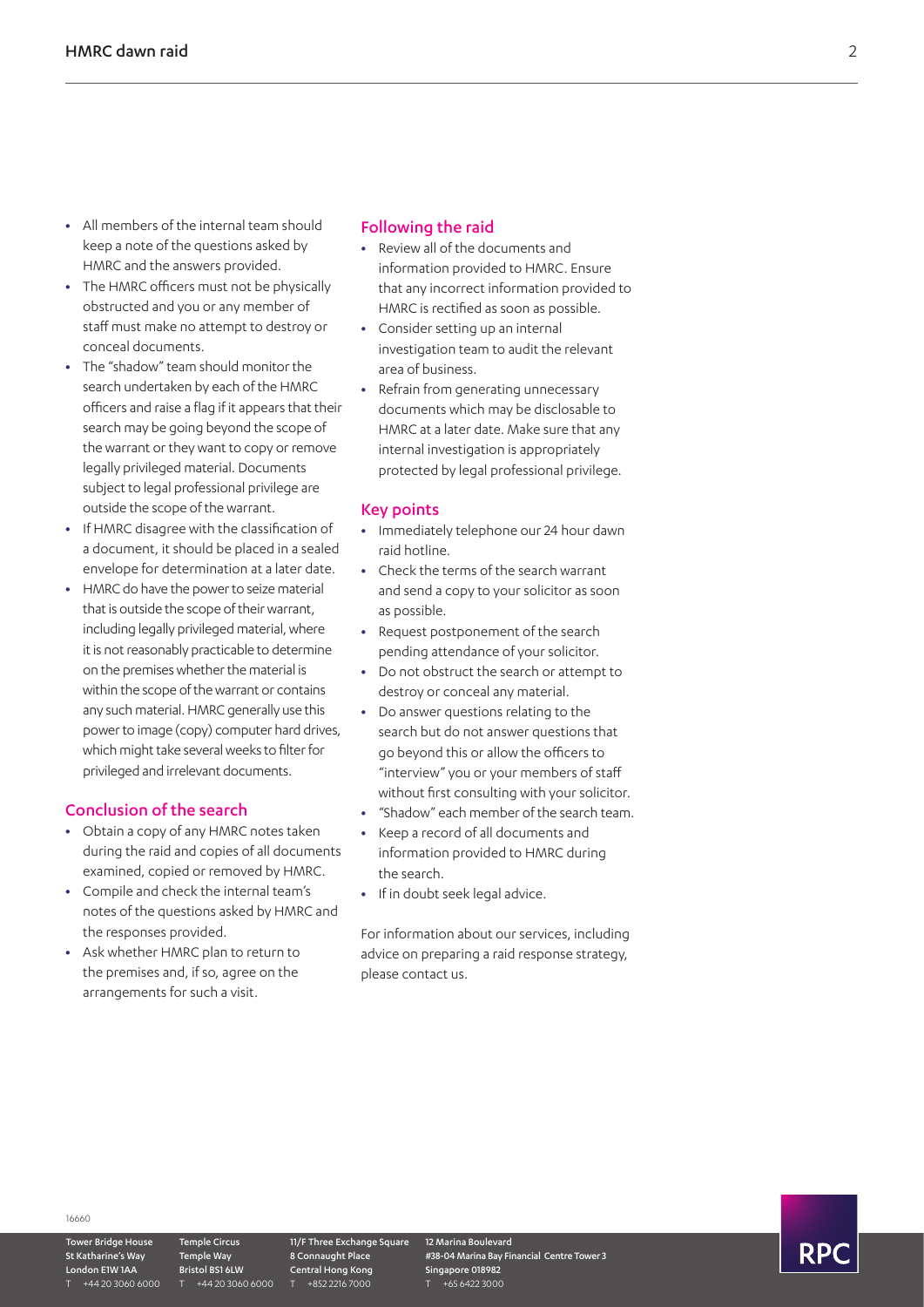- All members of the internal team should keep a note of the questions asked by HMRC and the answers provided.
- The HMRC officers must not be physically obstructed and you or any member of staff must make no attempt to destroy or conceal documents.
- The "shadow" team should monitor the search undertaken by each of the HMRC officers and raise a flag if it appears that their search may be going beyond the scope of the warrant or they want to copy or remove legally privileged material. Documents subject to legal professional privilege are outside the scope of the warrant.
- If HMRC disagree with the classification of a document, it should be placed in a sealed envelope for determination at a later date.
- HMRC do have the power to seize material that is outside the scope of their warrant, including legally privileged material, where it is not reasonably practicable to determine on the premises whether the material is within the scope of the warrant or contains any such material. HMRC generally use this power to image (copy) computer hard drives, which might take several weeks to filter for privileged and irrelevant documents.

## Conclusion of the search

- Obtain a copy of any HMRC notes taken during the raid and copies of all documents examined, copied or removed by HMRC.
- Compile and check the internal team's notes of the questions asked by HMRC and the responses provided.
- Ask whether HMRC plan to return to the premises and, if so, agree on the arrangements for such a visit.

## Following the raid

- Review all of the documents and information provided to HMRC. Ensure that any incorrect information provided to HMRC is rectified as soon as possible.
- Consider setting up an internal investigation team to audit the relevant area of business.
- Refrain from generating unnecessary documents which may be disclosable to HMRC at a later date. Make sure that any internal investigation is appropriately protected by legal professional privilege.

## Key points

- Immediately telephone our 24 hour dawn raid hotline.
- Check the terms of the search warrant and send a copy to your solicitor as soon as possible.
- Request postponement of the search pending attendance of your solicitor.
- Do not obstruct the search or attempt to destroy or conceal any material.
- Do answer questions relating to the search but do not answer questions that go beyond this or allow the officers to "interview" you or your members of staff without first consulting with your solicitor.
- "Shadow" each member of the search team.
- Keep a record of all documents and information provided to HMRC during the search.
- If in doubt seek legal advice.

For information about our services, including advice on preparing a raid response strategy, please contact us.

16660

Tower Bridge House
St Katharine's Way
London E1W 1AA
T +44 20 3060 6000

Temple Circus
Temple Way
Bristol BS1 6LW
T +44 20 3060 6000

11/F Three Exchange Square
8 Connaught Place
Central Hong Kong
T +852 2216 7000

12 Marina Boulevard
#38-04 Marina Bay Financial Centre Tower 3
Singapore 018982
T +65 6422 3000

RPC